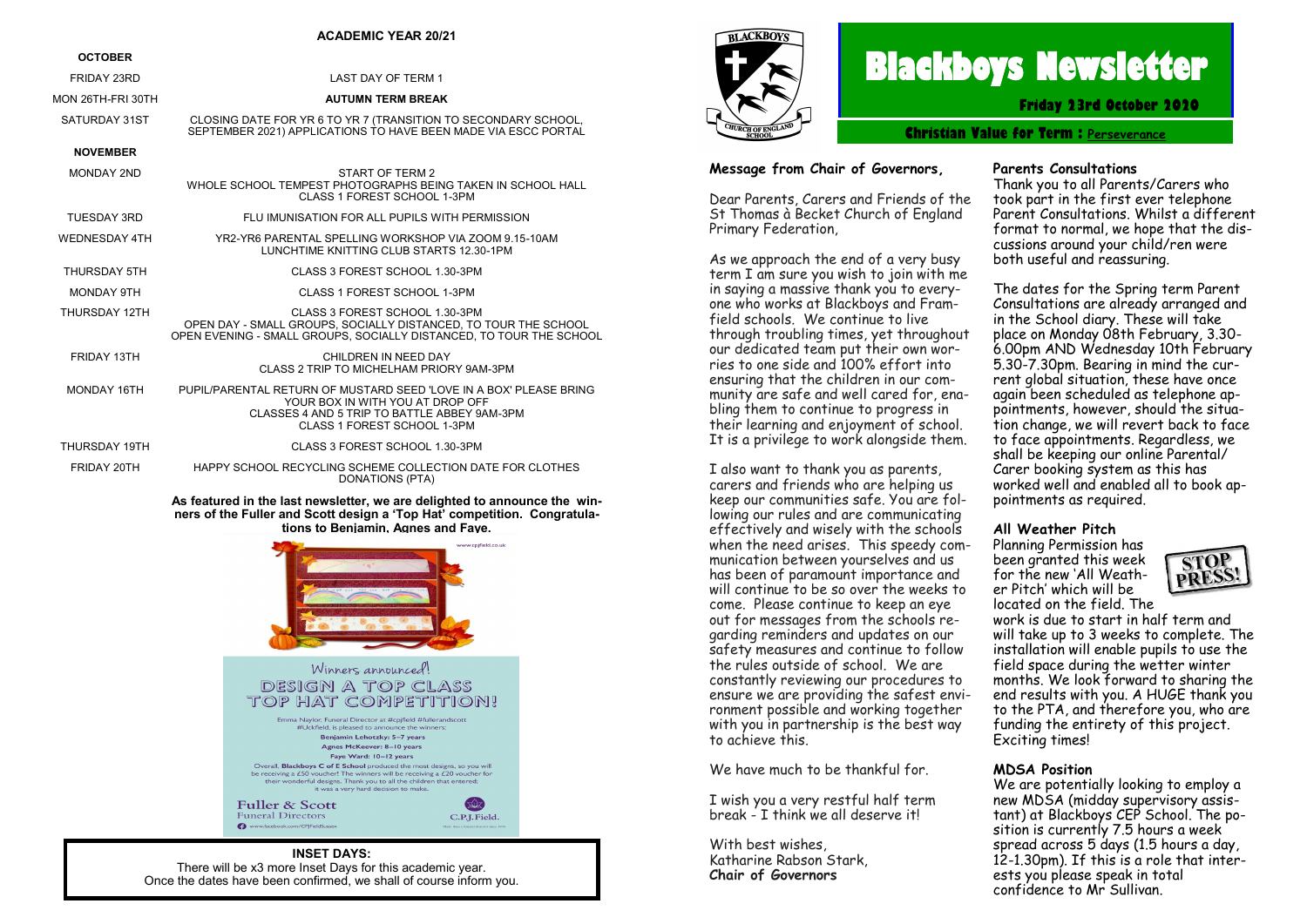**ACADEMIC YEAR 20/21**

| OCTOBER | |
|---|---|
| FRIDAY 23RD | LAST DAY OF TERM 1 |
| MON 26TH-FRI 30TH | **AUTUMN TERM BREAK** |
| SATURDAY 31ST | CLOSING DATE FOR YR 6 TO YR 7 (TRANSITION TO SECONDARY SCHOOL, SEPTEMBER 2021) APPLICATIONS TO HAVE BEEN MADE VIA ESCC PORTAL |
| **NOVEMBER** | |
| MONDAY 2ND | START OF TERM 2<br>WHOLE SCHOOL TEMPEST PHOTOGRAPHS BEING TAKEN IN SCHOOL HALL<br>CLASS 1 FOREST SCHOOL 1-3PM |
| TUESDAY 3RD | FLU IMUNISATION FOR ALL PUPILS WITH PERMISSION |
| WEDNESDAY 4TH | YR2-YR6 PARENTAL SPELLING WORKSHOP VIA ZOOM 9.15-10AM<br>LUNCHTIME KNITTING CLUB STARTS 12.30-1PM |
| THURSDAY 5TH | CLASS 3 FOREST SCHOOL 1.30-3PM |
| MONDAY 9TH | CLASS 1 FOREST SCHOOL 1-3PM |
| THURSDAY 12TH | CLASS 3 FOREST SCHOOL 1.30-3PM<br>OPEN DAY - SMALL GROUPS, SOCIALLY DISTANCED, TO TOUR THE SCHOOL<br>OPEN EVENING - SMALL GROUPS, SOCIALLY DISTANCED, TO TOUR THE SCHOOL |
| FRIDAY 13TH | CHILDREN IN NEED DAY<br>CLASS 2 TRIP TO MICHELHAM PRIORY 9AM-3PM |
| MONDAY 16TH | PUPIL/PARENTAL RETURN OF MUSTARD SEED 'LOVE IN A BOX' PLEASE BRING YOUR BOX IN WITH YOU AT DROP OFF<br>CLASSES 4 AND 5 TRIP TO BATTLE ABBEY 9AM-3PM<br>CLASS 1 FOREST SCHOOL 1-3PM |
| THURSDAY 19TH | CLASS 3 FOREST SCHOOL 1.30-3PM |
| FRIDAY 20TH | HAPPY SCHOOL RECYCLING SCHEME COLLECTION DATE FOR CLOTHES DONATIONS (PTA) |

**As featured in the last newsletter, we are delighted to announce the winners of the Fuller and Scott design a 'Top Hat' competition. Congratulations to Benjamin, Agnes and Faye.**

Winners announced!
DESIGN A TOP CLASS TOP HAT COMPETITION!

Emma Naylor, Funeral Director at #cpjfield #fullerandscott #Uckfield, is pleased to announce the winners:
Benjamin Lehotzky: 5–7 years
Agnes McKeever: 8–10 years
Faye Ward: 10–12 years
Overall, **Blackboys C of E School** produced the most designs, so you will be receiving a £50 voucher! The winners will be receiving a £20 voucher for their wonderful designs. Thank you to all the children that entered; it was a very hard decision to make.

Fuller & Scott Funeral Directors — C.P.J. Field

**INSET DAYS:**
There will be x3 more Inset Days for this academic year.
Once the dates have been confirmed, we shall of course inform you.

# Blackboys Newsletter

**Friday 23rd October 2020**

**Christian Value for Term : Perseverance**

### Message from Chair of Governors,

Dear Parents, Carers and Friends of the St Thomas à Becket Church of England Primary Federation,

As we approach the end of a very busy term I am sure you wish to join with me in saying a massive thank you to everyone who works at Blackboys and Framfield schools. We continue to live through troubling times, yet throughout our dedicated team put their own worries to one side and 100% effort into ensuring that the children in our community are safe and well cared for, enabling them to continue to progress in their learning and enjoyment of school. It is a privilege to work alongside them.

I also want to thank you as parents, carers and friends who are helping us keep our communities safe. You are following our rules and are communicating effectively and wisely with the schools when the need arises. This speedy communication between yourselves and us has been of paramount importance and will continue to be so over the weeks to come. Please continue to keep an eye out for messages from the schools regarding reminders and updates on our safety measures and continue to follow the rules outside of school. We are constantly reviewing our procedures to ensure we are providing the safest environment possible and working together with you in partnership is the best way to achieve this.

We have much to be thankful for.

I wish you a very restful half term break - I think we all deserve it!

With best wishes,
Katharine Rabson Stark,
**Chair of Governors**

### Parents Consultations

Thank you to all Parents/Carers who took part in the first ever telephone Parent Consultations. Whilst a different format to normal, we hope that the discussions around your child/ren were both useful and reassuring.

The dates for the Spring term Parent Consultations are already arranged and in the School diary. These will take place on Monday 08th February, 3.30-6.00pm AND Wednesday 10th February 5.30-7.30pm. Bearing in mind the current global situation, these have once again been scheduled as telephone appointments, however, should the situation change, we will revert back to face to face appointments. Regardless, we shall be keeping our online Parental/Carer booking system as this has worked well and enabled all to book appointments as required.

### All Weather Pitch

STOP PRESS!

Planning Permission has been granted this week for the new 'All Weather Pitch' which will be located on the field. The work is due to start in half term and will take up to 3 weeks to complete. The installation will enable pupils to use the field space during the wetter winter months. We look forward to sharing the end results with you. A HUGE thank you to the PTA, and therefore you, who are funding the entirety of this project. Exciting times!

### MDSA Position

We are potentially looking to employ a new MDSA (midday supervisory assistant) at Blackboys CEP School. The position is currently 7.5 hours a week spread across 5 days (1.5 hours a day, 12-1.30pm). If this is a role that interests you please speak in total confidence to Mr Sullivan.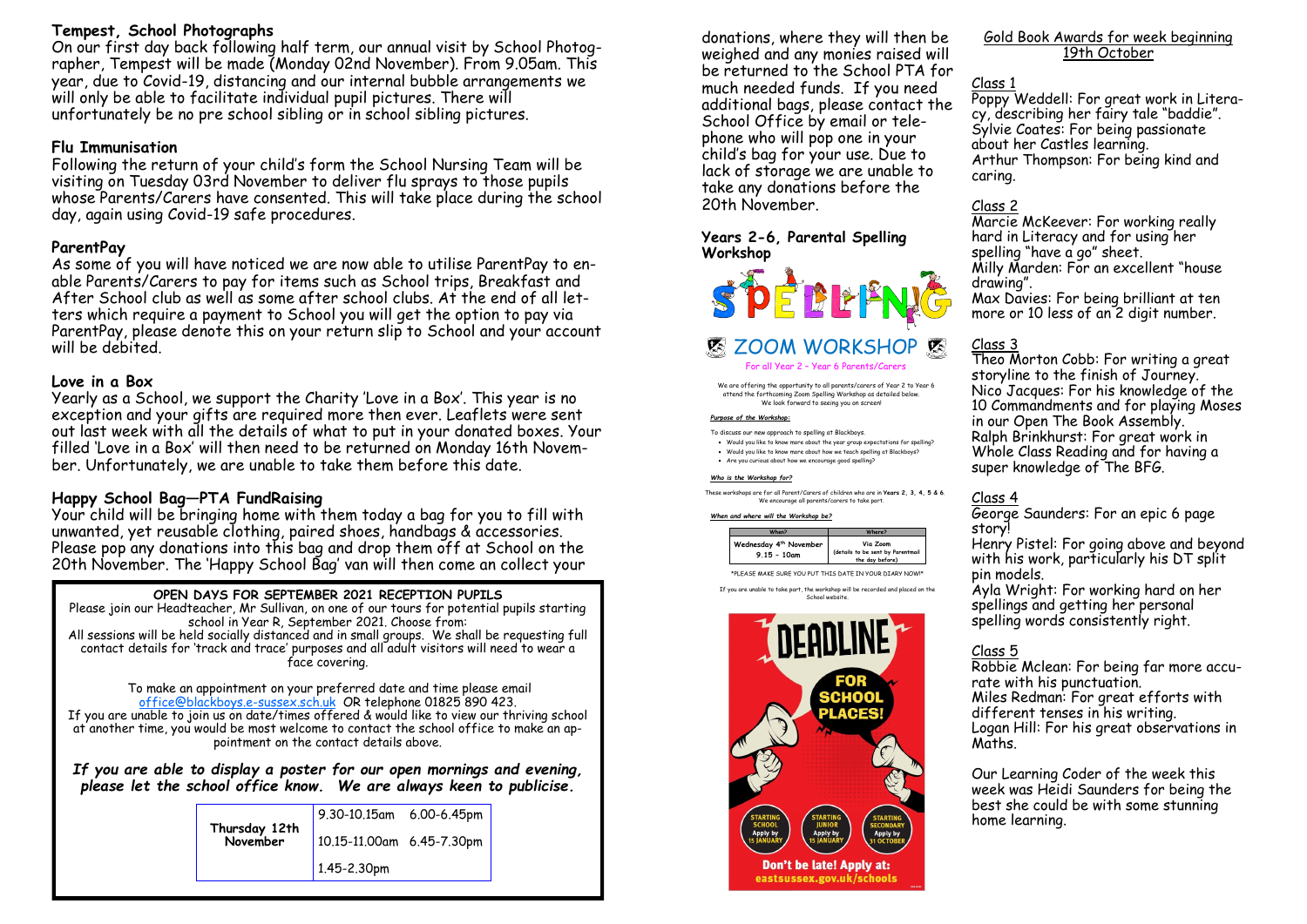## Tempest, School Photographs

On our first day back following half term, our annual visit by School Photographer, Tempest will be made (Monday 02nd November). From 9.05am. This year, due to Covid-19, distancing and our internal bubble arrangements we will only be able to facilitate individual pupil pictures. There will unfortunately be no pre school sibling or in school sibling pictures.

## Flu Immunisation

Following the return of your child's form the School Nursing Team will be visiting on Tuesday 03rd November to deliver flu sprays to those pupils whose Parents/Carers have consented. This will take place during the school day, again using Covid-19 safe procedures.

## ParentPay

As some of you will have noticed we are now able to utilise ParentPay to enable Parents/Carers to pay for items such as School trips, Breakfast and After School club as well as some after school clubs. At the end of all letters which require a payment to School you will get the option to pay via ParentPay, please denote this on your return slip to School and your account will be debited.

## Love in a Box

Yearly as a School, we support the Charity 'Love in a Box'. This year is no exception and your gifts are required more then ever. Leaflets were sent out last week with all the details of what to put in your donated boxes. Your filled 'Love in a Box' will then need to be returned on Monday 16th November. Unfortunately, we are unable to take them before this date.

## Happy School Bag—PTA FundRaising

Your child will be bringing home with them today a bag for you to fill with unwanted, yet reusable clothing, paired shoes, handbags & accessories. Please pop any donations into this bag and drop them off at School on the 20th November. The 'Happy School Bag' van will then come an collect your donations, where they will then be weighed and any monies raised will be returned to the School PTA for much needed funds. If you need additional bags, please contact the School Office by email or telephone who will pop one in your child's bag for your use. Due to lack of storage we are unable to take any donations before the 20th November.

### OPEN DAYS FOR SEPTEMBER 2021 RECEPTION PUPILS

Please join our Headteacher, Mr Sullivan, on one of our tours for potential pupils starting school in Year R, September 2021. Choose from:

All sessions will be held socially distanced and in small groups. We shall be requesting full contact details for 'track and trace' purposes and all adult visitors will need to wear a face covering.

To make an appointment on your preferred date and time please email office@blackboys.e-sussex.sch.uk OR telephone 01825 890 423.

If you are unable to join us on date/times offered & would like to view our thriving school at another time, you would be most welcome to contact the school office to make an appointment on the contact details above.

***If you are able to display a poster for our open mornings and evening, please let the school office know. We are always keen to publicise.***

| | | |
|---|---|---|
| Thursday 12th November | 9.30-10.15am | 6.00-6.45pm |
| | 10.15-11.00am | 6.45-7.30pm |
| | 1.45-2.30pm | |

## Years 2-6, Parental Spelling Workshop

SPELLING

ZOOM WORKSHOP

For all Year 2 – Year 6 Parents/Carers

We are offering the opportunity to all parents/carers of Year 2 to Year 6 attend the forthcoming Zoom Spelling Workshop as detailed below. We look forward to seeing you on screen!

***Purpose of the Workshop:***

To discuss our new approach to spelling at Blackboys.

- Would you like to know more about the year group expectations for spelling?
- Would you like to know more about how we teach spelling at Blackboys?
- Are you curious about how we encourage good spelling?

***Who is the Workshop for?***

These workshops are for all Parent/Carers of children who are in **Years 2, 3, 4, 5 & 6**. We encourage all parents/carers to take part.

***When and where will the Workshop be?***

| When? | Where? |
|---|---|
| Wednesday 4th November 9.15 - 10am | Via Zoom (details to be sent by Parentmail the day before) |

*PLEASE MAKE SURE YOU PUT THIS DATE IN YOUR DIARY NOW!*

If you are unable to take part, the workshop will be recorded and placed on the School website.

DEADLINE FOR SCHOOL PLACES!

STARTING SCHOOL Apply by 15 JANUARY

STARTING JUNIOR Apply by 15 JANUARY

STARTING SECONDARY Apply by 31 OCTOBER

Don't be late! Apply at: eastsussex.gov.uk/schools

## Gold Book Awards for week beginning 19th October

### Class 1

Poppy Weddell: For great work in Literacy, describing her fairy tale "baddie".
Sylvie Coates: For being passionate about her Castles learning.
Arthur Thompson: For being kind and caring.

### Class 2

Marcie McKeever: For working really hard in Literacy and for using her spelling "have a go" sheet.
Milly Marden: For an excellent "house drawing".
Max Davies: For being brilliant at ten more or 10 less of an 2 digit number.

### Class 3

Theo Morton Cobb: For writing a great storyline to the finish of Journey.
Nico Jacques: For his knowledge of the 10 Commandments and for playing Moses in our Open The Book Assembly.
Ralph Brinkhurst: For great work in Whole Class Reading and for having a super knowledge of The BFG.

### Class 4

George Saunders: For an epic 6 page story!
Henry Pistel: For going above and beyond with his work, particularly his DT split pin models.
Ayla Wright: For working hard on her spellings and getting her personal spelling words consistently right.

### Class 5

Robbie Mclean: For being far more accurate with his punctuation.
Miles Redman: For great efforts with different tenses in his writing.
Logan Hill: For his great observations in Maths.

Our Learning Coder of the week this week was Heidi Saunders for being the best she could be with some stunning home learning.